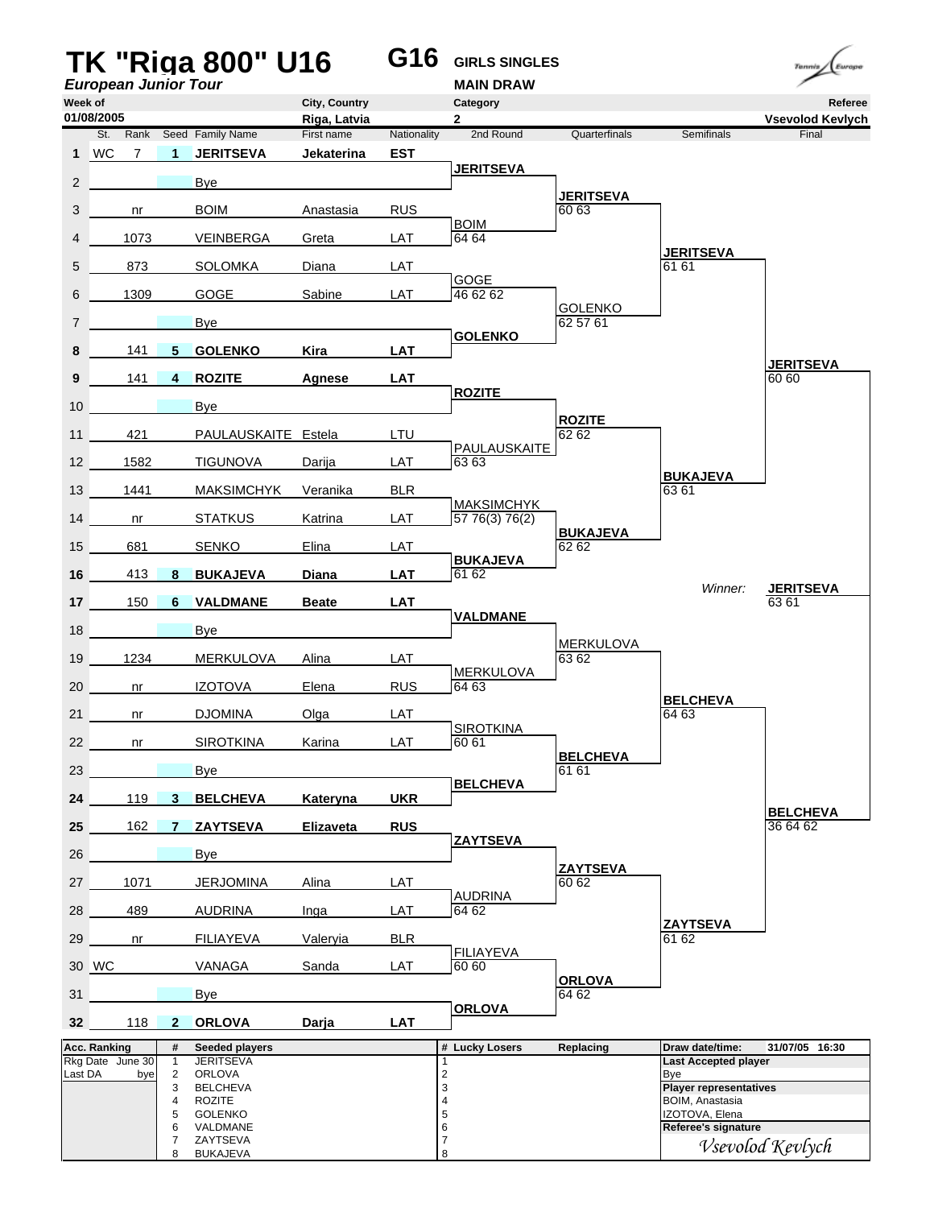# TK "Riga 800" U16

*European Junior Tour*

**G16** GIRLS SINGLES

MAIN DRAW

| Week of | City, Country | Category | Referee |
|---|---|---|---|
| 01/08/2005 | Riga, Latvia | 2 | Vsevolod Kevlych |

| # | St. | Rank | Seed | Family Name | First name | Nationality | 2nd Round | Quarterfinals | Semifinals | Final |
|---|---|---|---|---|---|---|---|---|---|---|
| 1 | WC | 7 | 1 | **JERITSEVA** | **Jekaterina** | **EST** | | | | |
| | | | | | | | **JERITSEVA** | | | |
| 2 | | | | Bye | | | | | | |
| | | | | | | | | **JERITSEVA** 60 63 | | |
| 3 | | nr | | BOIM | Anastasia | RUS | | | | |
| | | | | | | | BOIM 64 64 | | | |
| 4 | | 1073 | | VEINBERGA | Greta | LAT | | | | |
| | | | | | | | | | **JERITSEVA** 61 61 | |
| 5 | | 873 | | SOLOMKA | Diana | LAT | | | | |
| | | | | | | | GOGE 46 62 62 | | | |
| 6 | | 1309 | | GOGE | Sabine | LAT | | | | |
| | | | | | | | | GOLENKO 62 57 61 | | |
| 7 | | | | Bye | | | | | | |
| | | | | | | | **GOLENKO** | | | |
| 8 | | 141 | 5 | **GOLENKO** | **Kira** | **LAT** | | | | |
| | | | | | | | | | | **JERITSEVA** 60 60 |
| 9 | | 141 | 4 | **ROZITE** | **Agnese** | **LAT** | | | | |
| | | | | | | | **ROZITE** | | | |
| 10 | | | | Bye | | | | | | |
| | | | | | | | | **ROZITE** 62 62 | | |
| 11 | | 421 | | PAULAUSKAITE | Estela | LTU | | | | |
| | | | | | | | PAULAUSKAITE 63 63 | | | |
| 12 | | 1582 | | TIGUNOVA | Darija | LAT | | | | |
| | | | | | | | | | **BUKAJEVA** 63 61 | |
| 13 | | 1441 | | MAKSIMCHYK | Veranika | BLR | | | | |
| | | | | | | | MAKSIMCHYK 57 76(3) 76(2) | | | |
| 14 | | nr | | STATKUS | Katrina | LAT | | | | |
| | | | | | | | | **BUKAJEVA** 62 62 | | |
| 15 | | 681 | | SENKO | Elina | LAT | | | | |
| | | | | | | | **BUKAJEVA** 61 62 | | | |
| 16 | | 413 | 8 | **BUKAJEVA** | **Diana** | **LAT** | | | | |
| | | | | | | | | | *Winner:* | **JERITSEVA** 63 61 |
| 17 | | 150 | 6 | **VALDMANE** | **Beate** | **LAT** | | | | |
| | | | | | | | **VALDMANE** | | | |
| 18 | | | | Bye | | | | | | |
| | | | | | | | | MERKULOVA 63 62 | | |
| 19 | | 1234 | | MERKULOVA | Alina | LAT | | | | |
| | | | | | | | MERKULOVA 64 63 | | | |
| 20 | | nr | | IZOTOVA | Elena | RUS | | | | |
| | | | | | | | | | **BELCHEVA** 64 63 | |
| 21 | | nr | | DJOMINA | Olga | LAT | | | | |
| | | | | | | | SIROTKINA 60 61 | | | |
| 22 | | nr | | SIROTKINA | Karina | LAT | | | | |
| | | | | | | | | **BELCHEVA** 61 61 | | |
| 23 | | | | Bye | | | | | | |
| | | | | | | | **BELCHEVA** | | | |
| 24 | | 119 | 3 | **BELCHEVA** | **Kateryna** | **UKR** | | | | |
| | | | | | | | | | | **BELCHEVA** 36 64 62 |
| 25 | | 162 | 7 | **ZAYTSEVA** | **Elizaveta** | **RUS** | | | | |
| | | | | | | | **ZAYTSEVA** | | | |
| 26 | | | | Bye | | | | | | |
| | | | | | | | | **ZAYTSEVA** 60 62 | | |
| 27 | | 1071 | | JERJOMINA | Alina | LAT | | | | |
| | | | | | | | AUDRINA 64 62 | | | |
| 28 | | 489 | | AUDRINA | Inga | LAT | | | | |
| | | | | | | | | | **ZAYTSEVA** 61 62 | |
| 29 | | nr | | FILIAYEVA | Valeryia | BLR | | | | |
| | | | | | | | FILIAYEVA 60 60 | | | |
| 30 | WC | | | VANAGA | Sanda | LAT | | | | |
| | | | | | | | | **ORLOVA** 64 62 | | |
| 31 | | | | Bye | | | | | | |
| | | | | | | | **ORLOVA** | | | |
| 32 | | 118 | 2 | **ORLOVA** | **Darja** | **LAT** | | | | |

| Acc. Ranking | | # | Seeded players | # | Lucky Losers | Replacing | Draw date/time: | 31/07/05 16:30 |
|---|---|---|---|---|---|---|---|---|
| Rkg Date | June 30 | 1 | JERITSEVA | 1 | | | **Last Accepted player** | |
| Last DA | bye | 2 | ORLOVA | 2 | | | Bye | |
| | | 3 | BELCHEVA | 3 | | | **Player representatives** | |
| | | 4 | ROZITE | 4 | | | BOIM, Anastasia | |
| | | 5 | GOLENKO | 5 | | | IZOTOVA, Elena | |
| | | 6 | VALDMANE | 6 | | | **Referee's signature** | |
| | | 7 | ZAYTSEVA | 7 | | | *Vsevolod Kevlych* | |
| | | 8 | BUKAJEVA | 8 | | | | |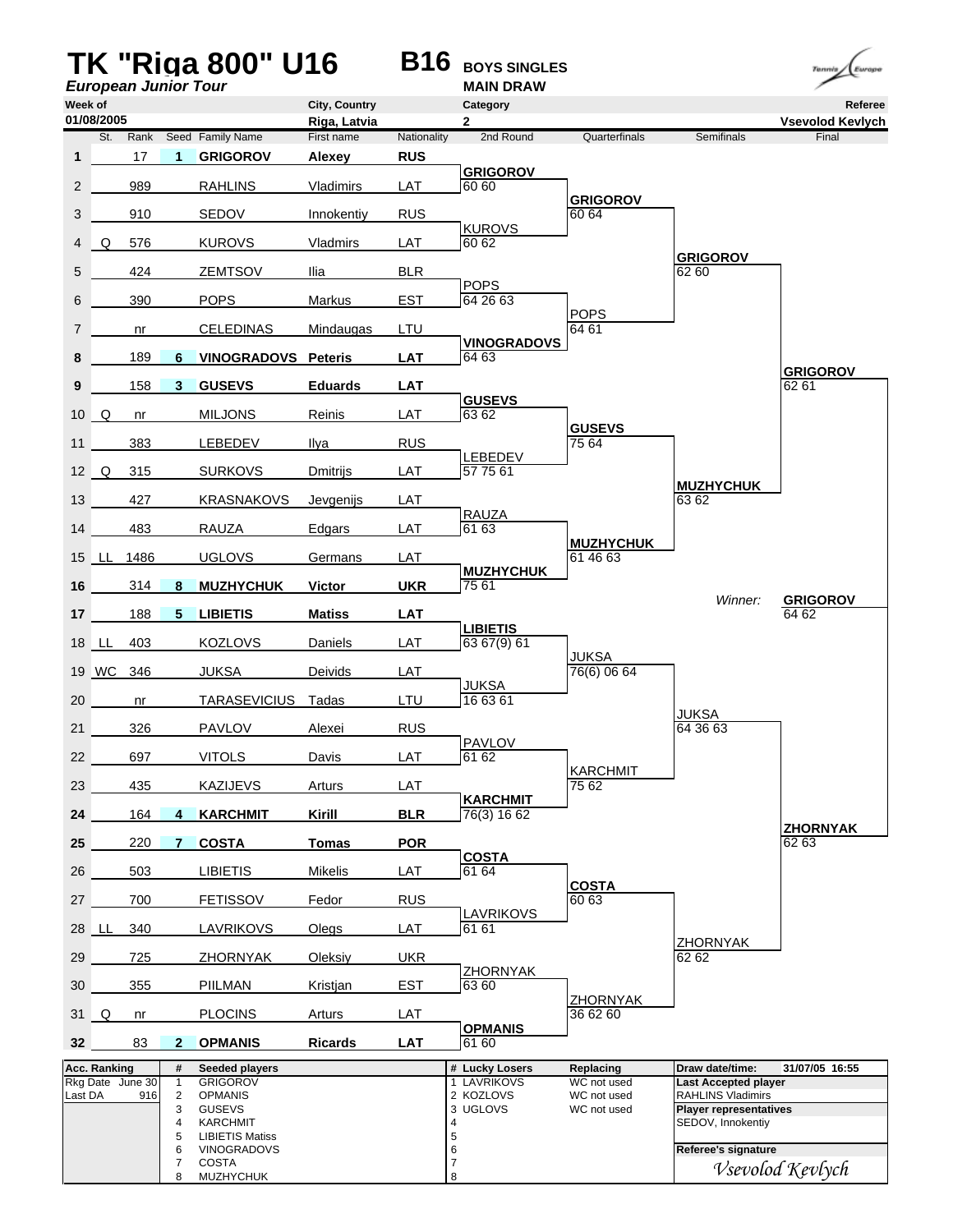# TK "Riga 800" U16

***European Junior Tour***

**B16** **BOYS SINGLES**

**MAIN DRAW**

| Week of | City, Country | Category | Referee |
|---|---|---|---|
| 01/08/2005 | Riga, Latvia | 2 | Vsevolod Kevlych |

| # | St. | Rank | Seed | Family Name | First name | Nationality | 2nd Round | Quarterfinals | Semifinals | Final |
|---|---|---|---|---|---|---|---|---|---|---|
| **1** | | 17 | **1** | **GRIGOROV** | **Alexey** | **RUS** | | | | |
| 2 | | 989 | | RAHLINS | Vladimirs | LAT | **GRIGOROV** 60 60 | | | |
| 3 | | 910 | | SEDOV | Innokentiy | RUS | | **GRIGOROV** 60 64 | | |
| 4 | Q | 576 | | KUROVS | Vladmirs | LAT | KUROVS 60 62 | | | |
| 5 | | 424 | | ZEMTSOV | Ilia | BLR | | | **GRIGOROV** 62 60 | |
| 6 | | 390 | | POPS | Markus | EST | POPS 64 26 63 | | | |
| 7 | | nr | | CELEDINAS | Mindaugas | LTU | | POPS 64 61 | | |
| **8** | | 189 | **6** | **VINOGRADOVS** | **Peteris** | **LAT** | **VINOGRADOVS** 64 63 | | | |
| **9** | | 158 | **3** | **GUSEVS** | **Eduards** | **LAT** | | | | **GRIGOROV** 62 61 |
| 10 | Q | nr | | MILJONS | Reinis | LAT | **GUSEVS** 63 62 | | | |
| 11 | | 383 | | LEBEDEV | Ilya | RUS | | **GUSEVS** 75 64 | | |
| 12 | Q | 315 | | SURKOVS | Dmitrijs | LAT | LEBEDEV 57 75 61 | | | |
| 13 | | 427 | | KRASNAKOVS | Jevgenijs | LAT | | | **MUZHYCHUK** 63 62 | |
| 14 | | 483 | | RAUZA | Edgars | LAT | RAUZA 61 63 | | | |
| 15 | LL | 1486 | | UGLOVS | Germans | LAT | | **MUZHYCHUK** 61 46 63 | | |
| **16** | | 314 | **8** | **MUZHYCHUK** | **Victor** | **UKR** | **MUZHYCHUK** 75 61 | | | |
| **17** | | 188 | **5** | **LIBIETIS** | **Matiss** | **LAT** | | | *Winner:* | **GRIGOROV** 64 62 |
| 18 | LL | 403 | | KOZLOVS | Daniels | LAT | **LIBIETIS** 63 67(9) 61 | | | |
| 19 | WC | 346 | | JUKSA | Deivids | LAT | | JUKSA 76(6) 06 64 | | |
| 20 | | nr | | TARASEVICIUS | Tadas | LTU | JUKSA 16 63 61 | | | |
| 21 | | 326 | | PAVLOV | Alexei | RUS | | | JUKSA 64 36 63 | |
| 22 | | 697 | | VITOLS | Davis | LAT | PAVLOV 61 62 | | | |
| 23 | | 435 | | KAZIJEVS | Arturs | LAT | | KARCHMIT 75 62 | | |
| **24** | | 164 | **4** | **KARCHMIT** | **Kirill** | **BLR** | **KARCHMIT** 76(3) 16 62 | | | |
| **25** | | 220 | **7** | **COSTA** | **Tomas** | **POR** | | | | **ZHORNYAK** 62 63 |
| 26 | | 503 | | LIBIETIS | Mikelis | LAT | **COSTA** 61 64 | | | |
| 27 | | 700 | | FETISSOV | Fedor | RUS | | **COSTA** 60 63 | | |
| 28 | LL | 340 | | LAVRIKOVS | Olegs | LAT | LAVRIKOVS 61 61 | | | |
| 29 | | 725 | | ZHORNYAK | Oleksiy | UKR | | | ZHORNYAK 62 62 | |
| 30 | | 355 | | PIILMAN | Kristjan | EST | ZHORNYAK 63 60 | | | |
| 31 | Q | nr | | PLOCINS | Arturs | LAT | | ZHORNYAK 36 62 60 | | |
| **32** | | 83 | **2** | **OPMANIS** | **Ricards** | **LAT** | **OPMANIS** 61 60 | | | |

| Acc. Ranking | | # | Seeded players | # | Lucky Losers | Replacing | Draw date/time: 31/07/05 16:55 |
|---|---|---|---|---|---|---|---|
| Rkg Date | June 30 | 1 | GRIGOROV | 1 | LAVRIKOVS | WC not used | **Last Accepted player** |
| Last DA | 916 | 2 | OPMANIS | 2 | KOZLOVS | WC not used | RAHLINS Vladimirs |
| | | 3 | GUSEVS | 3 | UGLOVS | WC not used | **Player representatives** |
| | | 4 | KARCHMIT | 4 | | | SEDOV, Innokentiy |
| | | 5 | LIBIETIS Matiss | 5 | | | |
| | | 6 | VINOGRADOVS | 6 | | | **Referee's signature** |
| | | 7 | COSTA | 7 | | | *Vsevolod Kevlych* |
| | | 8 | MUZHYCHUK | 8 | | | |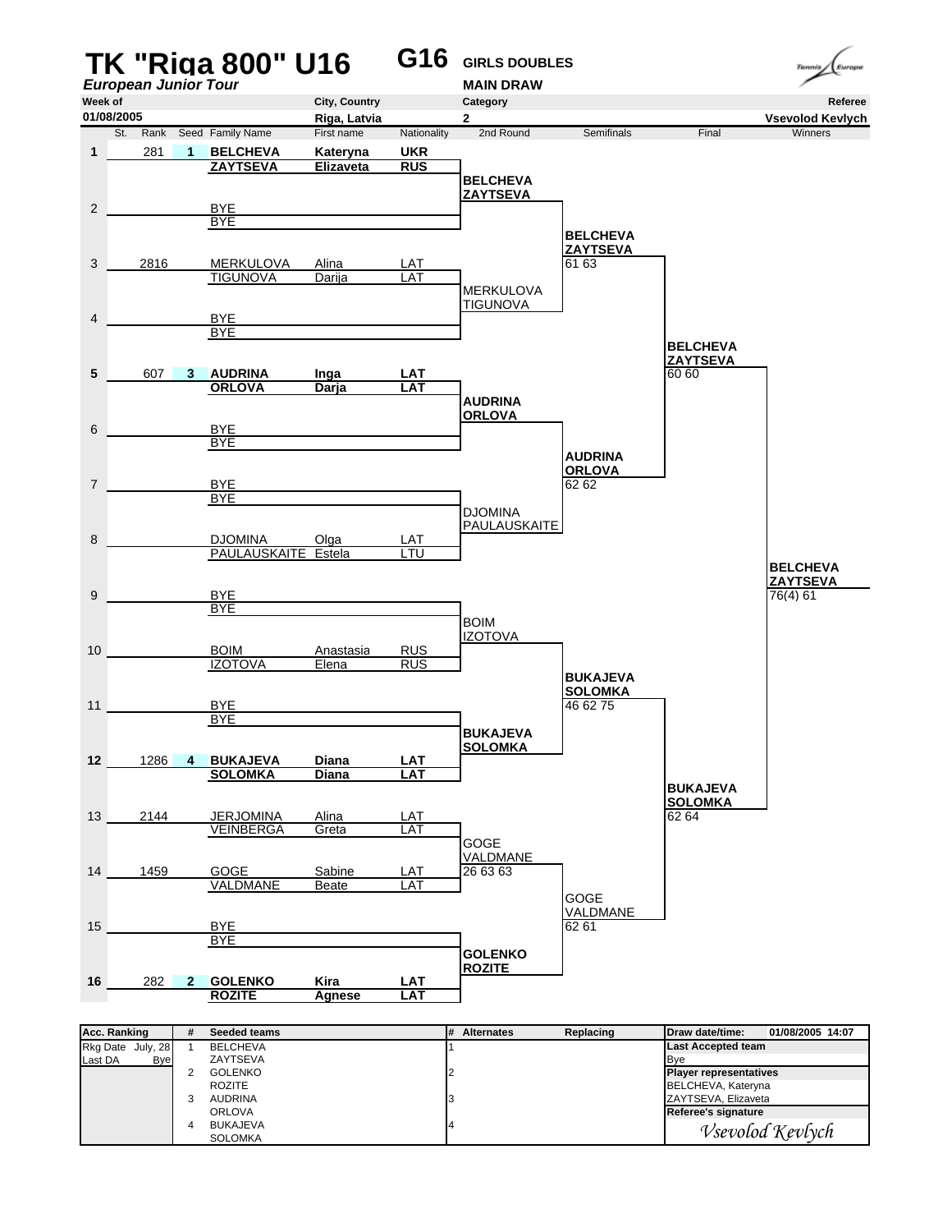# TK "Riga 800" U16

***European Junior Tour***

**G16** **GIRLS DOUBLES**

**MAIN DRAW**

| Week of | City, Country | Category | Referee |
|---|---|---|---|
| 01/08/2005 | Riga, Latvia | 2 | Vsevolod Kevlych |

| # | St. | Rank | Seed | Family Name | First name | Nationality |
|---|---|---|---|---|---|---|
| 1 | | 281 | 1 | **BELCHEVA** | **Kateryna** | **UKR** |
| | | | | **ZAYTSEVA** | **Elizaveta** | **RUS** |
| 2 | | | | BYE | | |
| | | | | BYE | | |
| 3 | | 2816 | | MERKULOVA | Alina | LAT |
| | | | | TIGUNOVA | Darija | LAT |
| 4 | | | | BYE | | |
| | | | | BYE | | |
| 5 | | 607 | 3 | **AUDRINA** | **Inga** | **LAT** |
| | | | | **ORLOVA** | **Darja** | **LAT** |
| 6 | | | | BYE | | |
| | | | | BYE | | |
| 7 | | | | BYE | | |
| | | | | BYE | | |
| 8 | | | | DJOMINA | Olga | LAT |
| | | | | PAULAUSKAITE | Estela | LTU |
| 9 | | | | BYE | | |
| | | | | BYE | | |
| 10 | | | | BOIM | Anastasia | RUS |
| | | | | IZOTOVA | Elena | RUS |
| 11 | | | | BYE | | |
| | | | | BYE | | |
| 12 | | 1286 | 4 | **BUKAJEVA** | **Diana** | **LAT** |
| | | | | **SOLOMKA** | **Diana** | **LAT** |
| 13 | | 2144 | | JERJOMINA | Alina | LAT |
| | | | | VEINBERGA | Greta | LAT |
| 14 | | 1459 | | GOGE | Sabine | LAT |
| | | | | VALDMANE | Beate | LAT |
| 15 | | | | BYE | | |
| | | | | BYE | | |
| 16 | | 282 | 2 | **GOLENKO** | **Kira** | **LAT** |
| | | | | **ROZITE** | **Agnese** | **LAT** |

**2nd Round**

- **BELCHEVA / ZAYTSEVA**
- MERKULOVA / TIGUNOVA
- **AUDRINA / ORLOVA**
- DJOMINA / PAULAUSKAITE
- BOIM / IZOTOVA
- **BUKAJEVA / SOLOMKA**
- GOGE / VALDMANE 26 63 63
- **GOLENKO / ROZITE**

**Semifinals**

- **BELCHEVA / ZAYTSEVA** 61 63
- **AUDRINA / ORLOVA** 62 62
- **BUKAJEVA / SOLOMKA** 46 62 75
- GOGE / VALDMANE 62 61

**Final**

- **BELCHEVA / ZAYTSEVA** 60 60
- **BUKAJEVA / SOLOMKA** 62 64

**Winners**

- **BELCHEVA / ZAYTSEVA** 76(4) 61

| Acc. Ranking | | # | Seeded teams | # | Alternates | Replacing |
|---|---|---|---|---|---|---|
| Rkg Date | July, 28 | 1 | BELCHEVA | 1 | | |
| Last DA | Bye | | ZAYTSEVA | | | |
| | | 2 | GOLENKO | 2 | | |
| | | | ROZITE | | | |
| | | 3 | AUDRINA | 3 | | |
| | | | ORLOVA | | | |
| | | 4 | BUKAJEVA | 4 | | |
| | | | SOLOMKA | | | |

| Draw date/time: | 01/08/2005 14:07 |
|---|---|
| **Last Accepted team** | |
| Bye | |
| **Player representatives** | |
| BELCHEVA, Kateryna | |
| ZAYTSEVA, Elizaveta | |
| **Referee's signature** | |
| *Vsevolod Kevlych* | |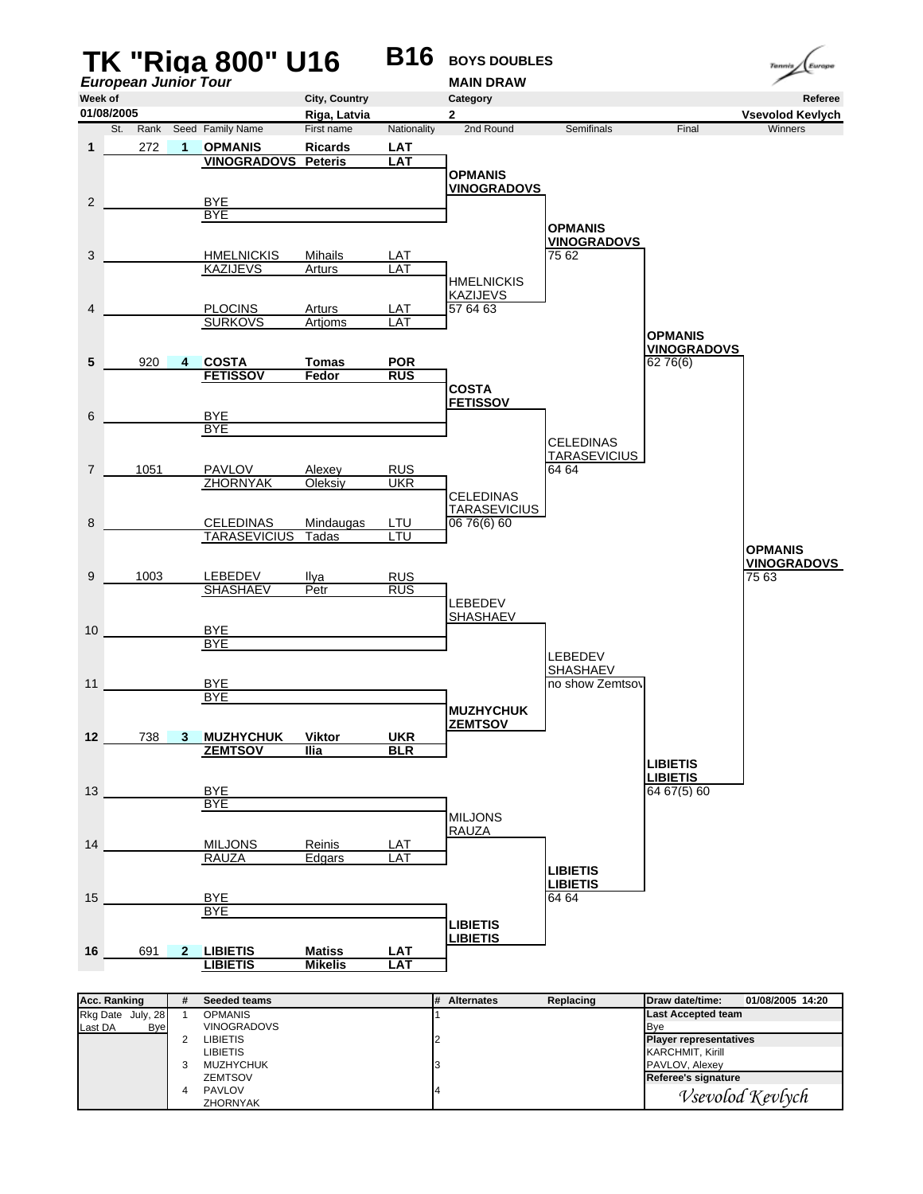# TK "Riga 800" U16

**B16** **BOYS DOUBLES**

***European Junior Tour***

**MAIN DRAW**

| Week of | City, Country | Category | Referee |
|---|---|---|---|
| 01/08/2005 | Riga, Latvia | 2 | Vsevolod Kevlych |

| St. | Rank | Seed | Family Name | First name | Nationality | 2nd Round | Semifinals | Final | Winners |
|---|---|---|---|---|---|---|---|---|---|
| **1** | 272 | **1** | **OPMANIS** / **VINOGRADOVS** | **Ricards** / **Peteris** | **LAT** / **LAT** | **OPMANIS / VINOGRADOVS** | | | |
| 2 | | | BYE / BYE | | | | **OPMANIS / VINOGRADOVS** | | |
| 3 | | | HMELNICKIS / KAZIJEVS | Mihails / Arturs | LAT / LAT | | 75 62 | | |
| 4 | | | PLOCINS / SURKOVS | Arturs / Artjoms | LAT / LAT | HMELNICKIS / KAZIJEVS 57 64 63 | | **OPMANIS / VINOGRADOVS** | |
| **5** | 920 | **4** | **COSTA** / **FETISSOV** | **Tomas** / **Fedor** | **POR** / **RUS** | **COSTA / FETISSOV** | | 62 76(6) | |
| 6 | | | BYE / BYE | | | | CELEDINAS / TARASEVICIUS | | |
| 7 | 1051 | | PAVLOV / ZHORNYAK | Alexey / Oleksiy | RUS / UKR | | 64 64 | | |
| 8 | | | CELEDINAS / TARASEVICIUS | Mindaugas / Tadas | LTU / LTU | CELEDINAS / TARASEVICIUS 06 76(6) 60 | | | **OPMANIS / VINOGRADOVS** |
| 9 | 1003 | | LEBEDEV / SHASHAEV | Ilya / Petr | RUS / RUS | LEBEDEV / SHASHAEV | | | 75 63 |
| 10 | | | BYE / BYE | | | | LEBEDEV / SHASHAEV | | |
| 11 | | | BYE / BYE | | | | no show Zemtsov | | |
| **12** | 738 | **3** | **MUZHYCHUK** / **ZEMTSOV** | **Viktor** / **Ilia** | **UKR** / **BLR** | **MUZHYCHUK / ZEMTSOV** | | **LIBIETIS / LIBIETIS** | |
| 13 | | | BYE / BYE | | | | | 64 67(5) 60 | |
| 14 | | | MILJONS / RAUZA | Reinis / Edgars | LAT / LAT | MILJONS / RAUZA | **LIBIETIS / LIBIETIS** | | |
| 15 | | | BYE / BYE | | | | 64 64 | | |
| **16** | 691 | **2** | **LIBIETIS** / **LIBIETIS** | **Matiss** / **Mikelis** | **LAT** / **LAT** | **LIBIETIS / LIBIETIS** | | | |

| Acc. Ranking | # | Seeded teams | # | Alternates | Replacing | Draw date/time: 01/08/2005 14:20 |
|---|---|---|---|---|---|---|
| Rkg Date July, 28 | 1 | OPMANIS / VINOGRADOVS | 1 | | | **Last Accepted team** Bye |
| Last DA Bye | 2 | LIBIETIS / LIBIETIS | 2 | | | **Player representatives** KARCHMIT, Kirill; PAVLOV, Alexey |
| | 3 | MUZHYCHUK / ZEMTSOV | 3 | | | **Referee's signature** |
| | 4 | PAVLOV / ZHORNYAK | 4 | | | *Vsevolod Kevlych* |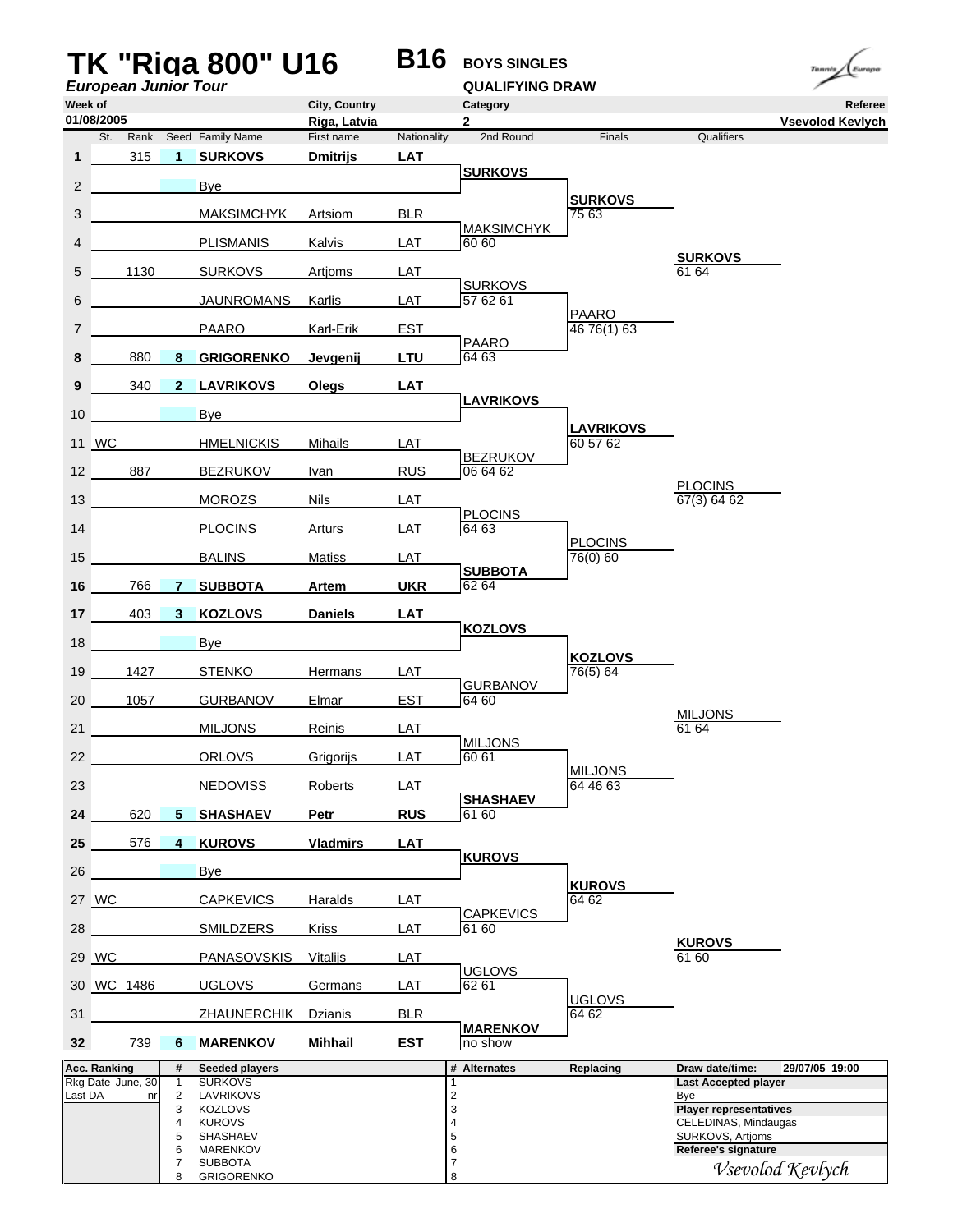# TK "Riga 800" U16

**B16** **BOYS SINGLES**

*European Junior Tour*

**QUALIFYING DRAW**

| Week of | City, Country | Category | Referee |
|---|---|---|---|
| 01/08/2005 | Riga, Latvia | 2 | Vsevolod Kevlych |

| | St. | Rank | Seed | Family Name | First name | Nationality | 2nd Round | Finals | Qualifiers |
|---|---|---|---|---|---|---|---|---|---|
| **1** | | 315 | **1** | **SURKOVS** | **Dmitrijs** | **LAT** | | | |
| | | | | | | | **SURKOVS** | | |
| 2 | | | | Bye | | | | | |
| | | | | | | | | **SURKOVS** 75 63 | |
| 3 | | | | MAKSIMCHYK | Artsiom | BLR | | | |
| | | | | | | | MAKSIMCHYK 60 60 | | |
| 4 | | | | PLISMANIS | Kalvis | LAT | | | |
| | | | | | | | | | **SURKOVS** 61 64 |
| 5 | | 1130 | | SURKOVS | Artjoms | LAT | | | |
| | | | | | | | SURKOVS 57 62 61 | | |
| 6 | | | | JAUNROMANS | Karlis | LAT | | | |
| | | | | | | | | PAARO 46 76(1) 63 | |
| 7 | | | | PAARO | Karl-Erik | EST | | | |
| | | | | | | | PAARO 64 63 | | |
| **8** | | 880 | **8** | **GRIGORENKO** | **Jevgenij** | **LTU** | | | |
| **9** | | 340 | **2** | **LAVRIKOVS** | **Olegs** | **LAT** | | | |
| | | | | | | | **LAVRIKOVS** | | |
| 10 | | | | Bye | | | | | |
| | | | | | | | | **LAVRIKOVS** 60 57 62 | |
| 11 | WC | | | HMELNICKIS | Mihails | LAT | | | |
| | | | | | | | BEZRUKOV 06 64 62 | | |
| 12 | | 887 | | BEZRUKOV | Ivan | RUS | | | |
| | | | | | | | | | PLOCINS 67(3) 64 62 |
| 13 | | | | MOROZS | Nils | LAT | | | |
| | | | | | | | PLOCINS 64 63 | | |
| 14 | | | | PLOCINS | Arturs | LAT | | | |
| | | | | | | | | PLOCINS 76(0) 60 | |
| 15 | | | | BALINS | Matiss | LAT | | | |
| | | | | | | | **SUBBOTA** 62 64 | | |
| **16** | | 766 | **7** | **SUBBOTA** | **Artem** | **UKR** | | | |
| **17** | | 403 | **3** | **KOZLOVS** | **Daniels** | **LAT** | | | |
| | | | | | | | **KOZLOVS** | | |
| 18 | | | | Bye | | | | | |
| | | | | | | | | **KOZLOVS** 76(5) 64 | |
| 19 | | 1427 | | STENKO | Hermans | LAT | | | |
| | | | | | | | GURBANOV 64 60 | | |
| 20 | | 1057 | | GURBANOV | Elmar | EST | | | |
| | | | | | | | | | MILJONS 61 64 |
| 21 | | | | MILJONS | Reinis | LAT | | | |
| | | | | | | | MILJONS 60 61 | | |
| 22 | | | | ORLOVS | Grigorijs | LAT | | | |
| | | | | | | | | MILJONS 64 46 63 | |
| 23 | | | | NEDOVISS | Roberts | LAT | | | |
| | | | | | | | **SHASHAEV** 61 60 | | |
| **24** | | 620 | **5** | **SHASHAEV** | **Petr** | **RUS** | | | |
| **25** | | 576 | **4** | **KUROVS** | **Vladmirs** | **LAT** | | | |
| | | | | | | | **KUROVS** | | |
| 26 | | | | Bye | | | | | |
| | | | | | | | | **KUROVS** 64 62 | |
| 27 | WC | | | CAPKEVICS | Haralds | LAT | | | |
| | | | | | | | CAPKEVICS 61 60 | | |
| 28 | | | | SMILDZERS | Kriss | LAT | | | |
| | | | | | | | | | **KUROVS** 61 60 |
| 29 | WC | | | PANASOVSKIS | Vitalijs | LAT | | | |
| | | | | | | | UGLOVS 62 61 | | |
| 30 | WC | 1486 | | UGLOVS | Germans | LAT | | | |
| | | | | | | | | UGLOVS 64 62 | |
| 31 | | | | ZHAUNERCHIK | Dzianis | BLR | | | |
| | | | | | | | **MARENKOV** no show | | |
| **32** | | 739 | **6** | **MARENKOV** | **Mihhail** | **EST** | | | |

| Acc. Ranking | # | Seeded players | # | Alternates | Replacing | Draw date/time: 29/07/05 19:00 |
|---|---|---|---|---|---|---|
| Rkg Date June, 30 | 1 | SURKOVS | 1 | | | **Last Accepted player** |
| Last DA nr | 2 | LAVRIKOVS | 2 | | | Bye |
| | 3 | KOZLOVS | 3 | | | **Player representatives** |
| | 4 | KUROVS | 4 | | | CELEDINAS, Mindaugas |
| | 5 | SHASHAEV | 5 | | | SURKOVS, Artjoms |
| | 6 | MARENKOV | 6 | | | **Referee's signature** |
| | 7 | SUBBOTA | 7 | | | *Vsevolod Kevlych* |
| | 8 | GRIGORENKO | 8 | | | |